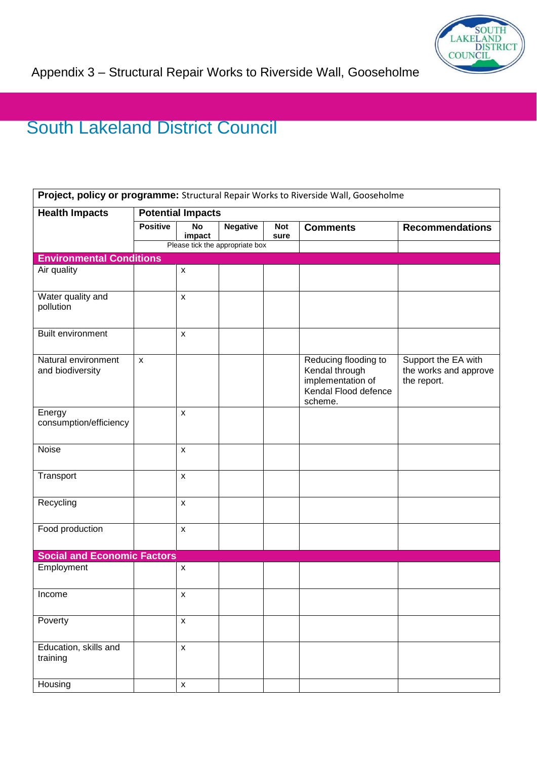Appendix 3 – Structural Repair Works to Riverside Wall, Gooseholme

# South Lakeland District Council

| **Project, policy or programme:** Structural Repair Works to Riverside Wall, Gooseholme | | | | | | |
|---|---|---|---|---|---|---|
| **Health Impacts** | **Potential Impacts** | | | | | |
| | **Positive** | **No impact** | **Negative** | **Not sure** | **Comments** | **Recommendations** |
| | Please tick the appropriate box | | | | | |
| **Environmental Conditions** | | | | | | |
| Air quality | | x | | | | |
| Water quality and pollution | | x | | | | |
| Built environment | | x | | | | |
| Natural environment and biodiversity | x | | | | Reducing flooding to Kendal through implementation of Kendal Flood defence scheme. | Support the EA with the works and approve the report. |
| Energy consumption/efficiency | | x | | | | |
| Noise | | x | | | | |
| Transport | | x | | | | |
| Recycling | | x | | | | |
| Food production | | x | | | | |
| **Social and Economic Factors** | | | | | | |
| Employment | | x | | | | |
| Income | | x | | | | |
| Poverty | | x | | | | |
| Education, skills and training | | x | | | | |
| Housing | | x | | | | |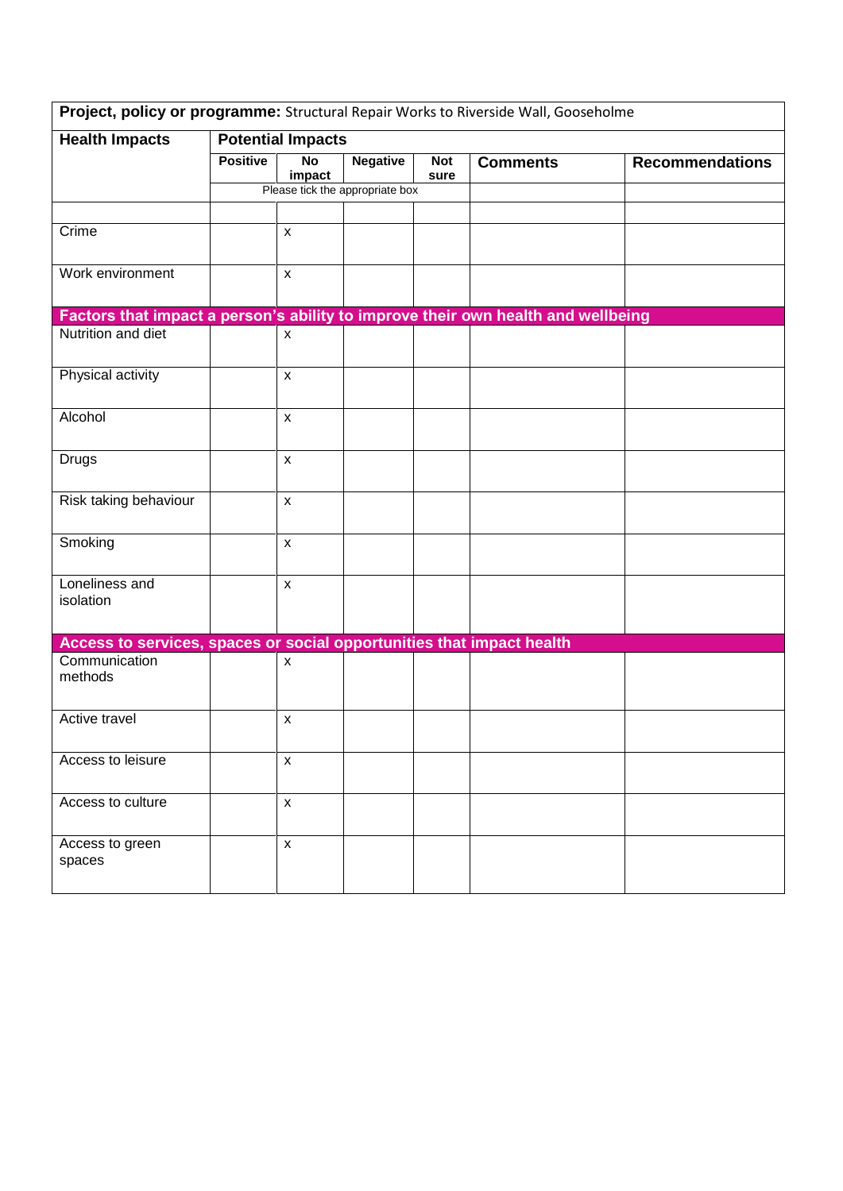| **Project, policy or programme:** Structural Repair Works to Riverside Wall, Gooseholme | | | | | | |
|---|---|---|---|---|---|---|
| **Health Impacts** | **Potential Impacts** | | | | | |
| | **Positive** | **No impact** | **Negative** | **Not sure** | **Comments** | **Recommendations** |
| | Please tick the appropriate box | | | | | |
| | | | | | | |
| Crime | | x | | | | |
| Work environment | | x | | | | |
| **Factors that impact a person's ability to improve their own health and wellbeing** | | | | | | |
| Nutrition and diet | | x | | | | |
| Physical activity | | x | | | | |
| Alcohol | | x | | | | |
| Drugs | | x | | | | |
| Risk taking behaviour | | x | | | | |
| Smoking | | x | | | | |
| Loneliness and isolation | | x | | | | |
| **Access to services, spaces or social opportunities that impact health** | | | | | | |
| Communication methods | | x | | | | |
| Active travel | | x | | | | |
| Access to leisure | | x | | | | |
| Access to culture | | x | | | | |
| Access to green spaces | | x | | | | |